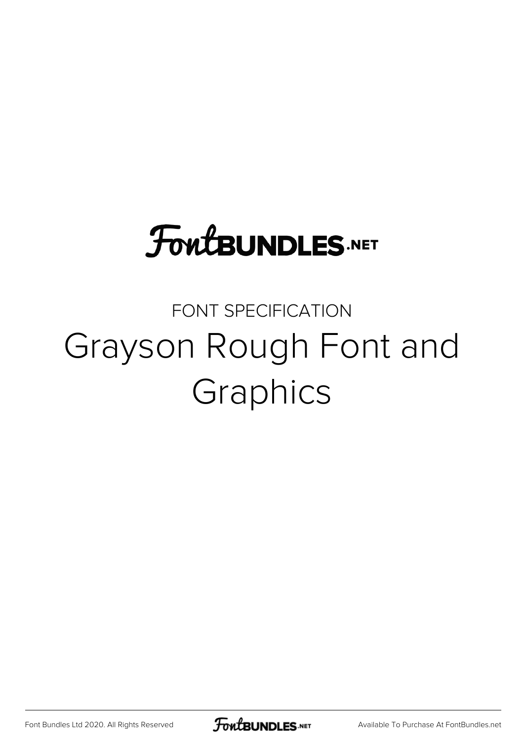FontBUNDLES.NET

FONT SPECIFICATION

# Grayson Rough Font and Graphics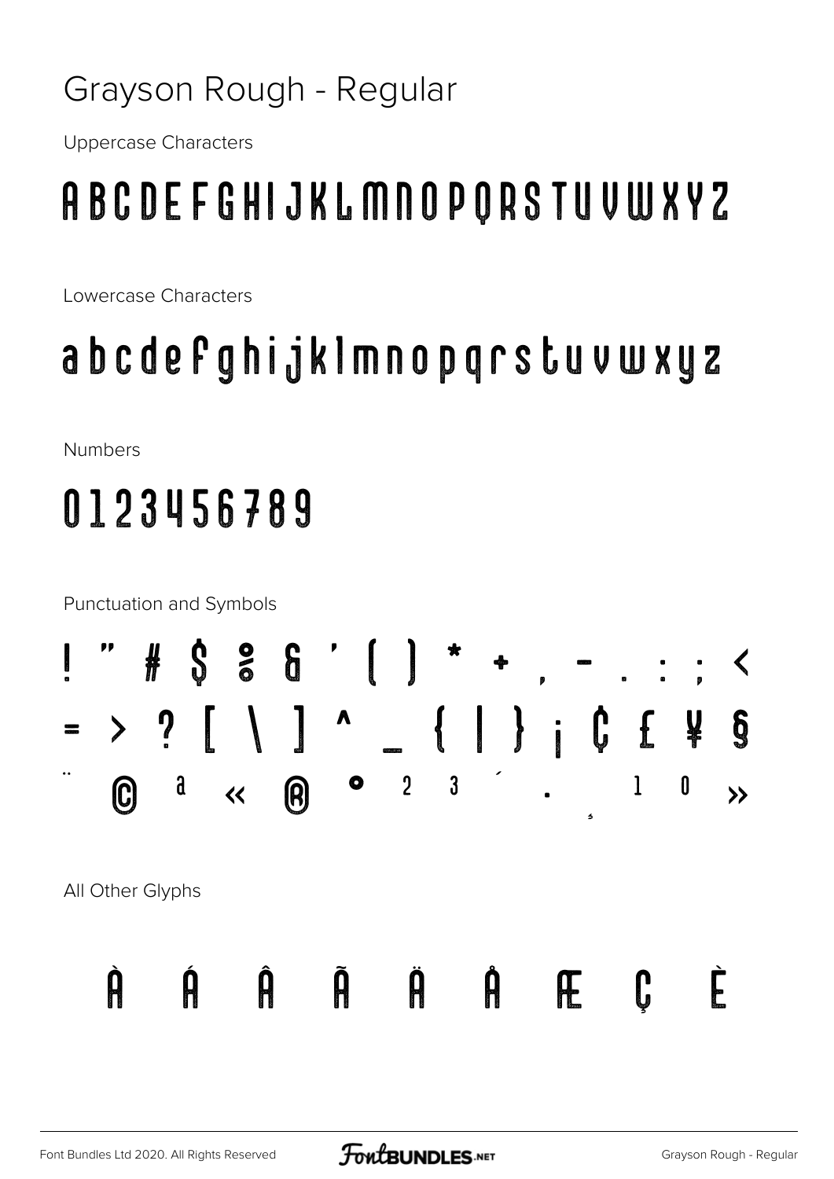# Grayson Rough - Regular

Uppercase Characters

A B C D E F G H I J K L M N O P Q R S T U V W X Y Z

Lowercase Characters

a b c d e f g h i j k l m n o p q r s t u v w x y z

Numbers

0 1 2 3 4 5 6 7 8 9

Punctuation and Symbols

! " # $ % & ' ( ) * + , - . : ; <
= > ? [ \ ] ^ _ { | } ¡ ¢ £ ¥ §
¨ © ª « ® ° ² ³ ´ · ¸ ¹ º »

All Other Glyphs

À Á Â Ã Ä Å Æ Ç È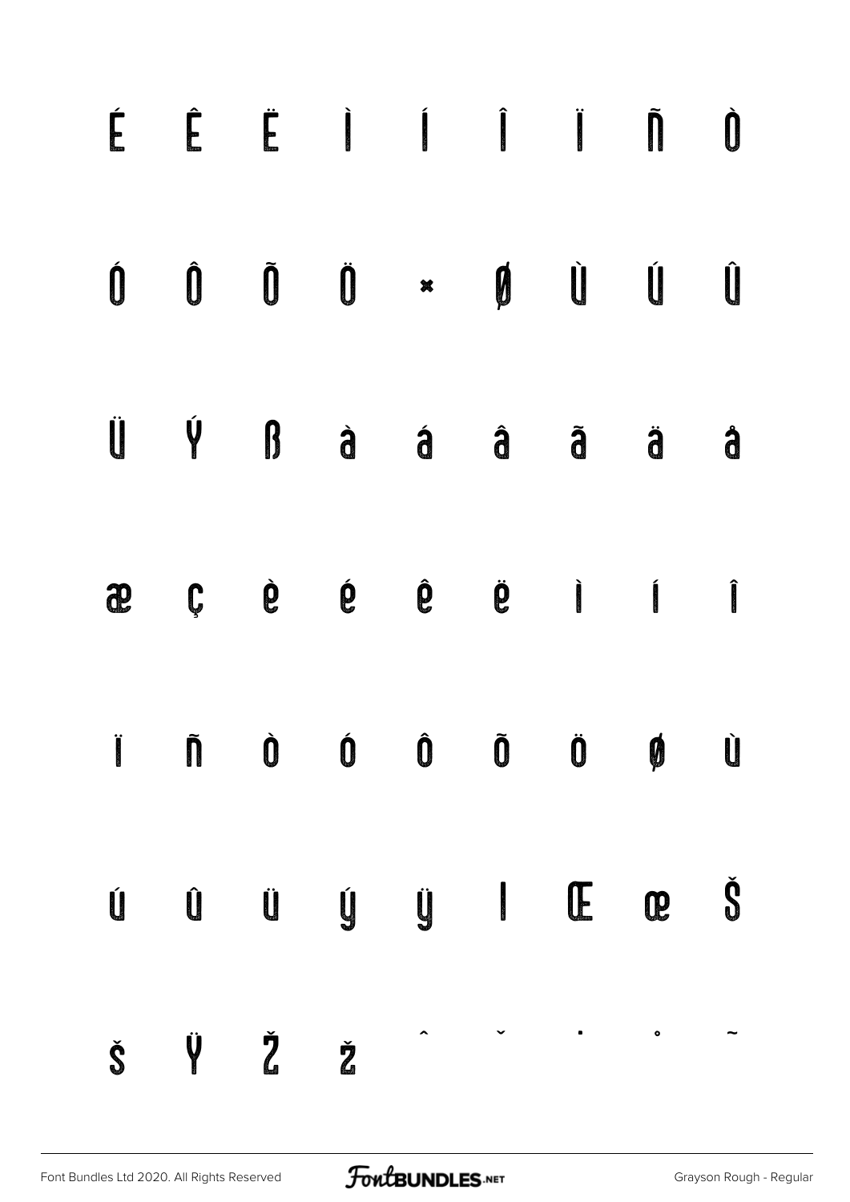É Ê Ë Ì Í Î Ï Ñ Ò

Ó Ô Õ Ö × Ø Ù Ú Û

Ü Ý ß à á â ã ä å

æ ç è é ê ë ì í î

ï ñ ò ó ô õ ö ø ù

ú û ü ý ÿ ı Œ œ Š

š Ÿ Ž ž ˆ ˘ ˙ ˚ ˜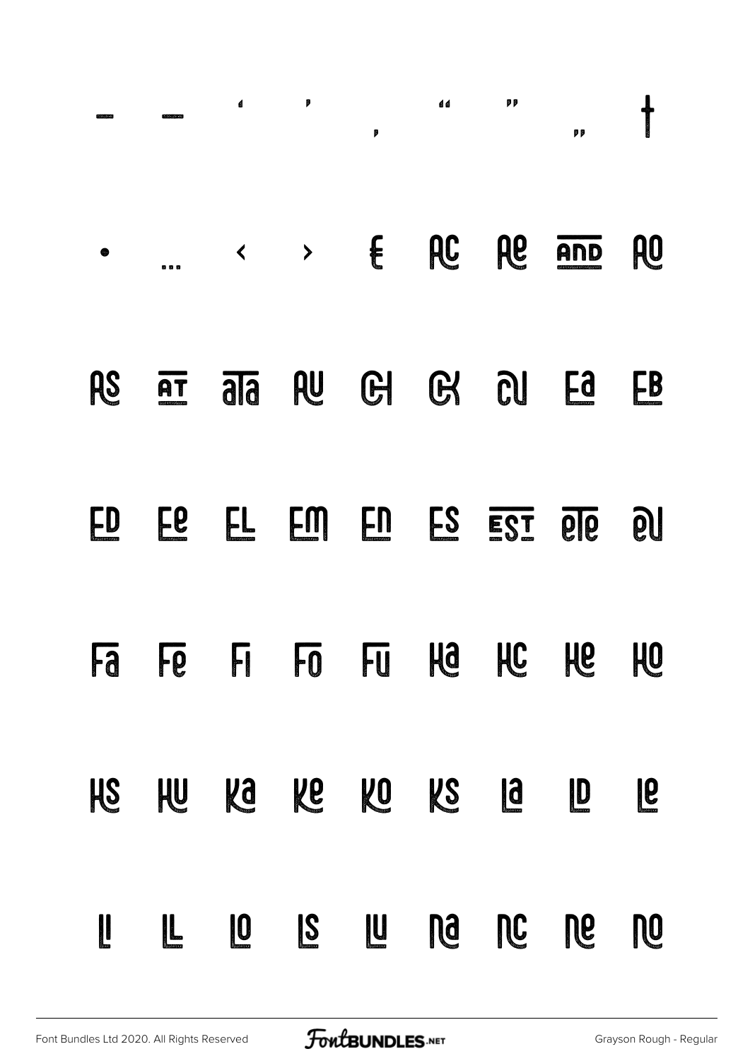– — ' ' ‚ " " „ †

• … ‹ › € AC Ae AND AO

AS AT ala AU CH CK cU Ea EB

ED Ee EL Em En ES EST ele eU

Fa Fe Fi Fo Fu Ha HC He HO

HS HU Ka Ke KO KS la lD le

ll lL lO lS lU na nc ne nO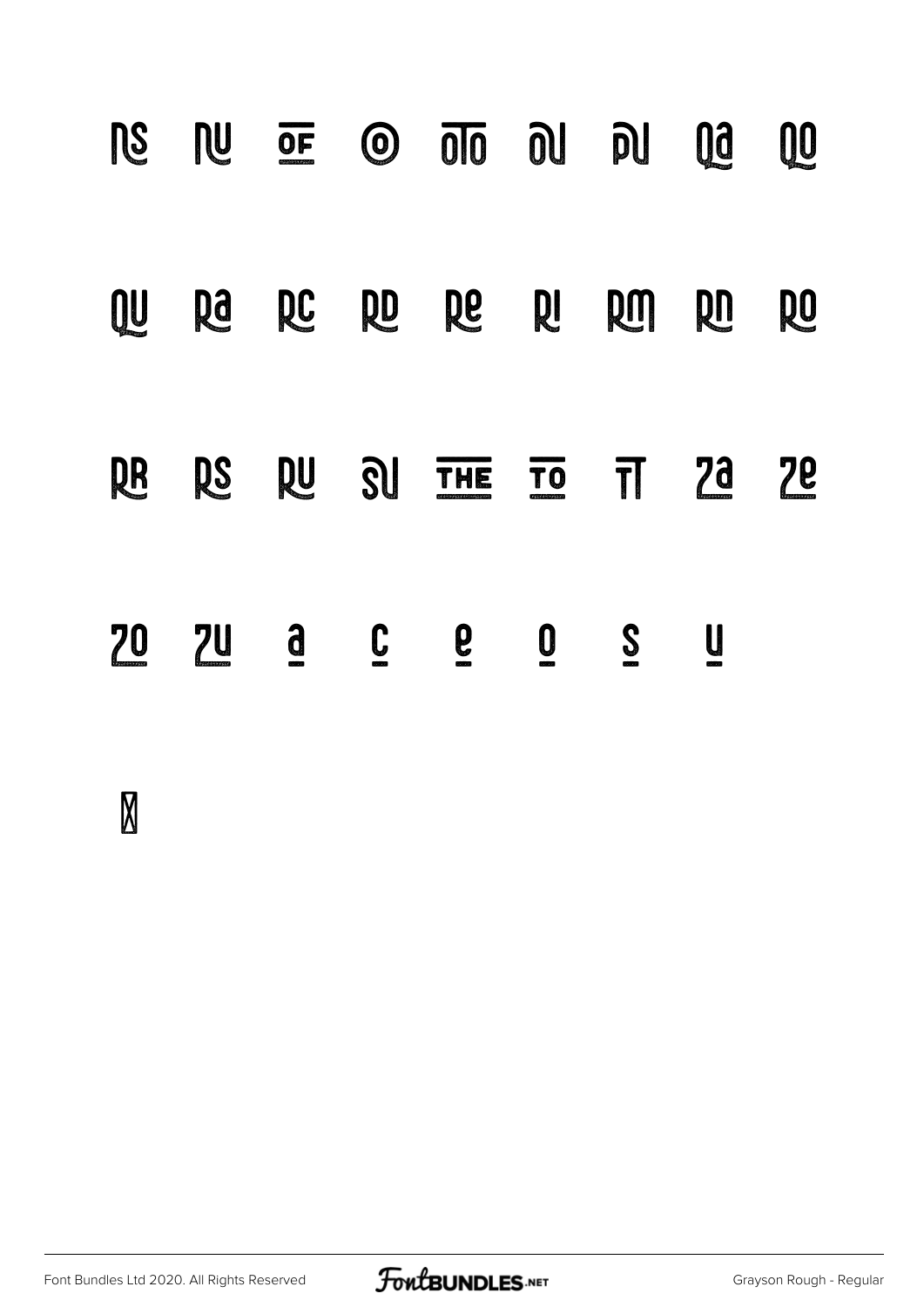ns nu OF © oTo ol pl qa qo

qu Ra Rc RD Re Rl Rm Rn Ro

RR RS RU sl THE TO TI Za Ze

Zo Zu a c e o s u

▯